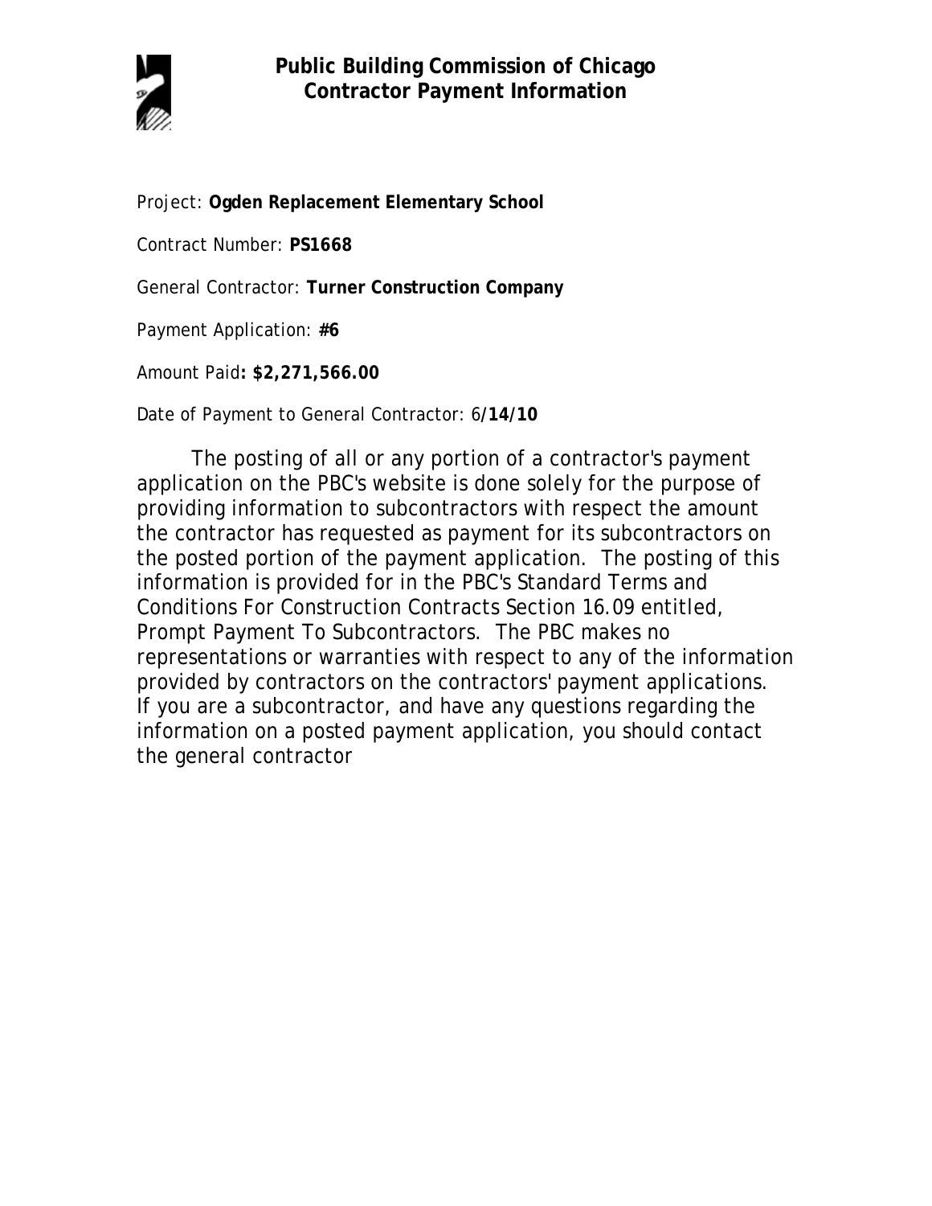# Public Building Commission of Chicago
## Contractor Payment Information

Project: **Ogden Replacement Elementary School**

Contract Number: **PS1668**

General Contractor: **Turner Construction Company**

Payment Application: **#6**

Amount Paid**: $2,271,566.00**

Date of Payment to General Contractor: 6/**14/10**

The posting of all or any portion of a contractor's payment application on the PBC's website is done solely for the purpose of providing information to subcontractors with respect the amount the contractor has requested as payment for its subcontractors on the posted portion of the payment application. The posting of this information is provided for in the PBC's Standard Terms and Conditions For Construction Contracts Section 16.09 entitled, Prompt Payment To Subcontractors. The PBC makes no representations or warranties with respect to any of the information provided by contractors on the contractors' payment applications. If you are a subcontractor, and have any questions regarding the information on a posted payment application, you should contact the general contractor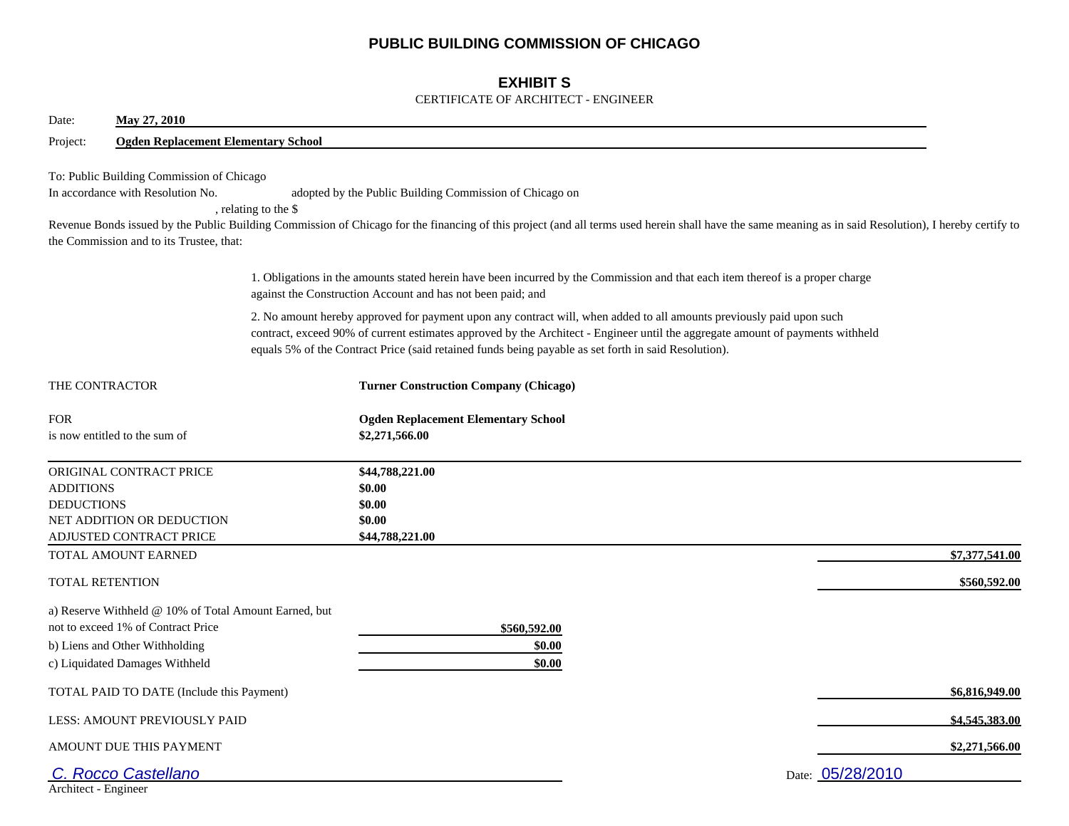# PUBLIC BUILDING COMMISSION OF CHICAGO

## EXHIBIT S

CERTIFICATE OF ARCHITECT - ENGINEER

Date: **May 27, 2010**

Project: **Ogden Replacement Elementary School**

To: Public Building Commission of Chicago

In accordance with Resolution No. adopted by the Public Building Commission of Chicago on , relating to the $

Revenue Bonds issued by the Public Building Commission of Chicago for the financing of this project (and all terms used herein shall have the same meaning as in said Resolution), I hereby certify to the Commission and to its Trustee, that:

1. Obligations in the amounts stated herein have been incurred by the Commission and that each item thereof is a proper charge against the Construction Account and has not been paid; and

2. No amount hereby approved for payment upon any contract will, when added to all amounts previously paid upon such contract, exceed 90% of current estimates approved by the Architect - Engineer until the aggregate amount of payments withheld equals 5% of the Contract Price (said retained funds being payable as set forth in said Resolution).

THE CONTRACTOR **Turner Construction Company (Chicago)**

FOR **Ogden Replacement Elementary School**

is now entitled to the sum of **$2,271,566.00**

| | | |
|---|---|---|
| ORIGINAL CONTRACT PRICE | **$44,788,221.00** | |
| ADDITIONS | **$0.00** | |
| DEDUCTIONS | **$0.00** | |
| NET ADDITION OR DEDUCTION | **$0.00** | |
| ADJUSTED CONTRACT PRICE | **$44,788,221.00** | |
| TOTAL AMOUNT EARNED | | **$7,377,541.00** |
| TOTAL RETENTION | | **$560,592.00** |
| a) Reserve Withheld @ 10% of Total Amount Earned, but not to exceed 1% of Contract Price | **$560,592.00** | |
| b) Liens and Other Withholding | **$0.00** | |
| c) Liquidated Damages Withheld | **$0.00** | |
| TOTAL PAID TO DATE (Include this Payment) | | **$6,816,949.00** |
| LESS: AMOUNT PREVIOUSLY PAID | | **$4,545,383.00** |
| AMOUNT DUE THIS PAYMENT | | **$2,271,566.00** |

*C. Rocco Castellano*

Architect - Engineer

Date: 05/28/2010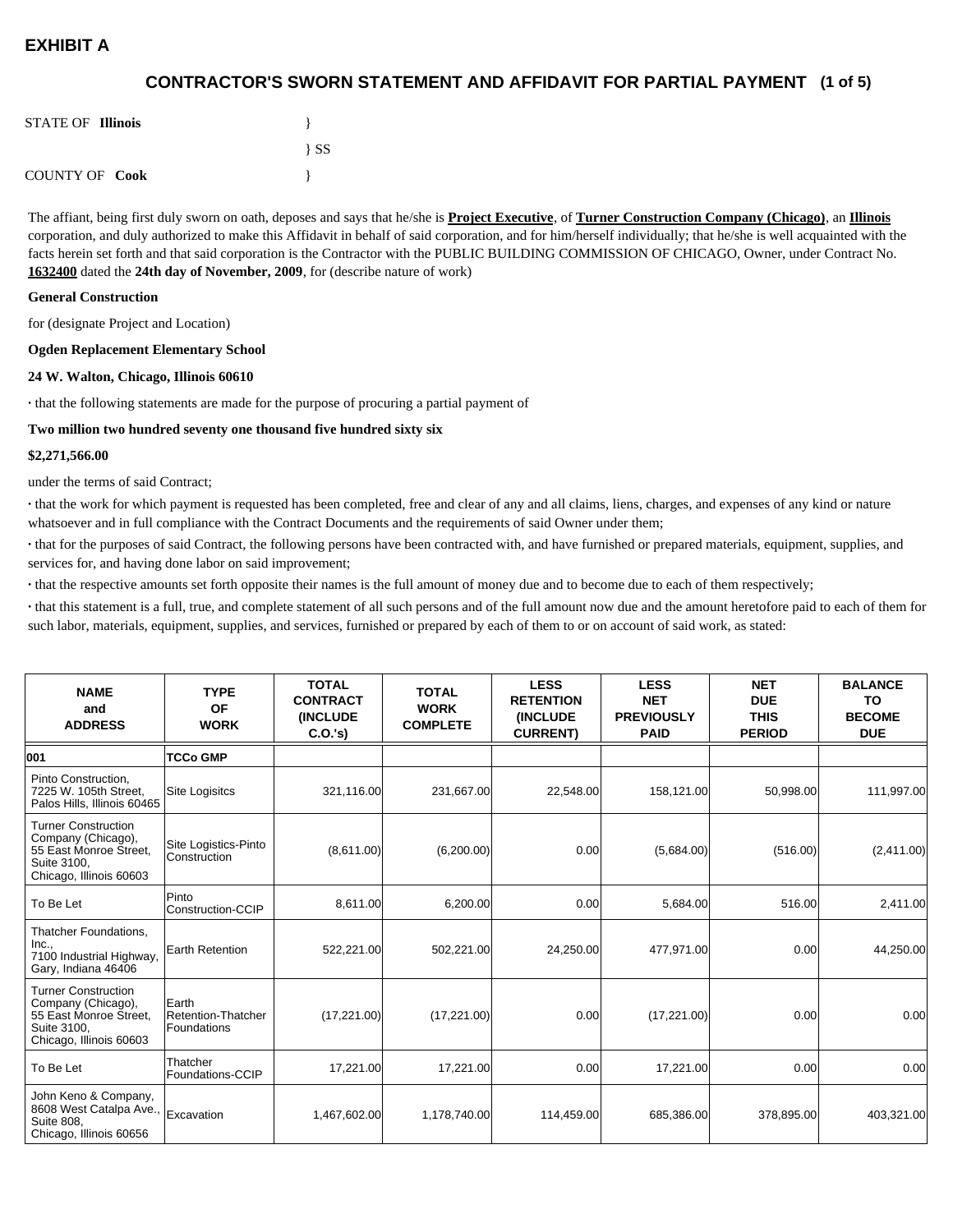# EXHIBIT A

## CONTRACTOR'S SWORN STATEMENT AND AFFIDAVIT FOR PARTIAL PAYMENT (1 of 5)

STATE OF **Illinois** }
} SS
COUNTY OF **Cook** }

The affiant, being first duly sworn on oath, deposes and says that he/she is **Project Executive**, of **Turner Construction Company (Chicago)**, an **Illinois** corporation, and duly authorized to make this Affidavit in behalf of said corporation, and for him/herself individually; that he/she is well acquainted with the facts herein set forth and that said corporation is the Contractor with the PUBLIC BUILDING COMMISSION OF CHICAGO, Owner, under Contract No. **1632400** dated the **24th day of November, 2009**, for (describe nature of work)

**General Construction**

for (designate Project and Location)

**Ogden Replacement Elementary School**

**24 W. Walton, Chicago, Illinois 60610**

· that the following statements are made for the purpose of procuring a partial payment of

**Two million two hundred seventy one thousand five hundred sixty six**

**$2,271,566.00**

under the terms of said Contract;

· that the work for which payment is requested has been completed, free and clear of any and all claims, liens, charges, and expenses of any kind or nature whatsoever and in full compliance with the Contract Documents and the requirements of said Owner under them;

· that for the purposes of said Contract, the following persons have been contracted with, and have furnished or prepared materials, equipment, supplies, and services for, and having done labor on said improvement;

· that the respective amounts set forth opposite their names is the full amount of money due and to become due to each of them respectively;

· that this statement is a full, true, and complete statement of all such persons and of the full amount now due and the amount heretofore paid to each of them for such labor, materials, equipment, supplies, and services, furnished or prepared by each of them to or on account of said work, as stated:

| NAME and ADDRESS | TYPE OF WORK | TOTAL CONTRACT (INCLUDE C.O.'s) | TOTAL WORK COMPLETE | LESS RETENTION (INCLUDE CURRENT) | LESS NET PREVIOUSLY PAID | NET DUE THIS PERIOD | BALANCE TO BECOME DUE |
|---|---|---|---|---|---|---|---|
| **001** | **TCCo GMP** | | | | | | |
| Pinto Construction, 7225 W. 105th Street, Palos Hills, Illinois 60465 | Site Logisitcs | 321,116.00 | 231,667.00 | 22,548.00 | 158,121.00 | 50,998.00 | 111,997.00 |
| Turner Construction Company (Chicago), 55 East Monroe Street, Suite 3100, Chicago, Illinois 60603 | Site Logistics-Pinto Construction | (8,611.00) | (6,200.00) | 0.00 | (5,684.00) | (516.00) | (2,411.00) |
| To Be Let | Pinto Construction-CCIP | 8,611.00 | 6,200.00 | 0.00 | 5,684.00 | 516.00 | 2,411.00 |
| Thatcher Foundations, Inc., 7100 Industrial Highway, Gary, Indiana 46406 | Earth Retention | 522,221.00 | 502,221.00 | 24,250.00 | 477,971.00 | 0.00 | 44,250.00 |
| Turner Construction Company (Chicago), 55 East Monroe Street, Suite 3100, Chicago, Illinois 60603 | Earth Retention-Thatcher Foundations | (17,221.00) | (17,221.00) | 0.00 | (17,221.00) | 0.00 | 0.00 |
| To Be Let | Thatcher Foundations-CCIP | 17,221.00 | 17,221.00 | 0.00 | 17,221.00 | 0.00 | 0.00 |
| John Keno & Company, 8608 West Catalpa Ave., Suite 808, Chicago, Illinois 60656 | Excavation | 1,467,602.00 | 1,178,740.00 | 114,459.00 | 685,386.00 | 378,895.00 | 403,321.00 |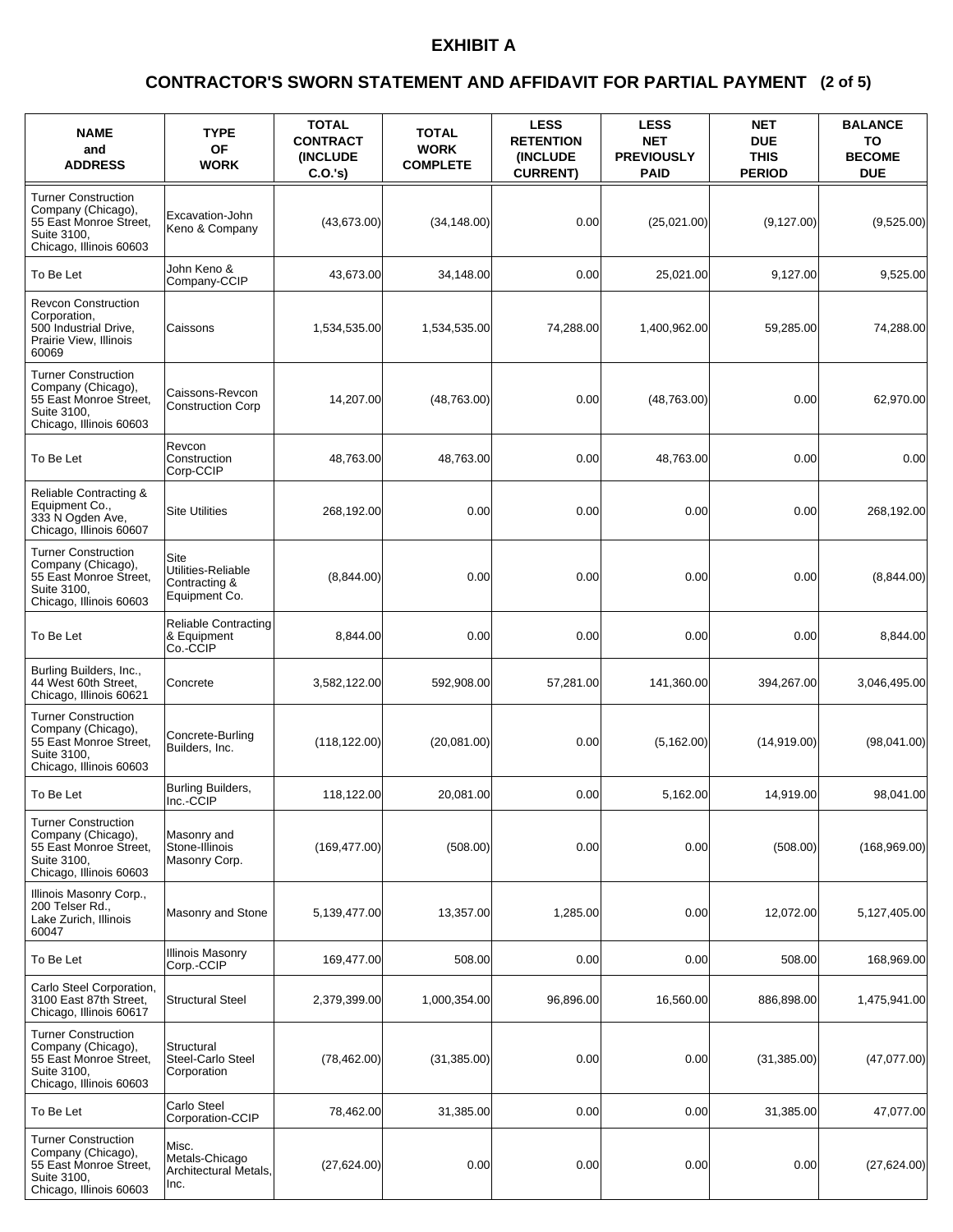# EXHIBIT A

## CONTRACTOR'S SWORN STATEMENT AND AFFIDAVIT FOR PARTIAL PAYMENT (2 of 5)

| NAME and ADDRESS | TYPE OF WORK | TOTAL CONTRACT (INCLUDE C.O.'s) | TOTAL WORK COMPLETE | LESS RETENTION (INCLUDE CURRENT) | LESS NET PREVIOUSLY PAID | NET DUE THIS PERIOD | BALANCE TO BECOME DUE |
|---|---|---|---|---|---|---|---|
| Turner Construction Company (Chicago), 55 East Monroe Street, Suite 3100, Chicago, Illinois 60603 | Excavation-John Keno & Company | (43,673.00) | (34,148.00) | 0.00 | (25,021.00) | (9,127.00) | (9,525.00) |
| To Be Let | John Keno & Company-CCIP | 43,673.00 | 34,148.00 | 0.00 | 25,021.00 | 9,127.00 | 9,525.00 |
| Revcon Construction Corporation, 500 Industrial Drive, Prairie View, Illinois 60069 | Caissons | 1,534,535.00 | 1,534,535.00 | 74,288.00 | 1,400,962.00 | 59,285.00 | 74,288.00 |
| Turner Construction Company (Chicago), 55 East Monroe Street, Suite 3100, Chicago, Illinois 60603 | Caissons-Revcon Construction Corp | 14,207.00 | (48,763.00) | 0.00 | (48,763.00) | 0.00 | 62,970.00 |
| To Be Let | Revcon Construction Corp-CCIP | 48,763.00 | 48,763.00 | 0.00 | 48,763.00 | 0.00 | 0.00 |
| Reliable Contracting & Equipment Co., 333 N Ogden Ave, Chicago, Illinois 60607 | Site Utilities | 268,192.00 | 0.00 | 0.00 | 0.00 | 0.00 | 268,192.00 |
| Turner Construction Company (Chicago), 55 East Monroe Street, Suite 3100, Chicago, Illinois 60603 | Site Utilities-Reliable Contracting & Equipment Co. | (8,844.00) | 0.00 | 0.00 | 0.00 | 0.00 | (8,844.00) |
| To Be Let | Reliable Contracting & Equipment Co.-CCIP | 8,844.00 | 0.00 | 0.00 | 0.00 | 0.00 | 8,844.00 |
| Burling Builders, Inc., 44 West 60th Street, Chicago, Illinois 60621 | Concrete | 3,582,122.00 | 592,908.00 | 57,281.00 | 141,360.00 | 394,267.00 | 3,046,495.00 |
| Turner Construction Company (Chicago), 55 East Monroe Street, Suite 3100, Chicago, Illinois 60603 | Concrete-Burling Builders, Inc. | (118,122.00) | (20,081.00) | 0.00 | (5,162.00) | (14,919.00) | (98,041.00) |
| To Be Let | Burling Builders, Inc.-CCIP | 118,122.00 | 20,081.00 | 0.00 | 5,162.00 | 14,919.00 | 98,041.00 |
| Turner Construction Company (Chicago), 55 East Monroe Street, Suite 3100, Chicago, Illinois 60603 | Masonry and Stone-Illinois Masonry Corp. | (169,477.00) | (508.00) | 0.00 | 0.00 | (508.00) | (168,969.00) |
| Illinois Masonry Corp., 200 Telser Rd., Lake Zurich, Illinois 60047 | Masonry and Stone | 5,139,477.00 | 13,357.00 | 1,285.00 | 0.00 | 12,072.00 | 5,127,405.00 |
| To Be Let | Illinois Masonry Corp.-CCIP | 169,477.00 | 508.00 | 0.00 | 0.00 | 508.00 | 168,969.00 |
| Carlo Steel Corporation, 3100 East 87th Street, Chicago, Illinois 60617 | Structural Steel | 2,379,399.00 | 1,000,354.00 | 96,896.00 | 16,560.00 | 886,898.00 | 1,475,941.00 |
| Turner Construction Company (Chicago), 55 East Monroe Street, Suite 3100, Chicago, Illinois 60603 | Structural Steel-Carlo Steel Corporation | (78,462.00) | (31,385.00) | 0.00 | 0.00 | (31,385.00) | (47,077.00) |
| To Be Let | Carlo Steel Corporation-CCIP | 78,462.00 | 31,385.00 | 0.00 | 0.00 | 31,385.00 | 47,077.00 |
| Turner Construction Company (Chicago), 55 East Monroe Street, Suite 3100, Chicago, Illinois 60603 | Misc. Metals-Chicago Architectural Metals, Inc. | (27,624.00) | 0.00 | 0.00 | 0.00 | 0.00 | (27,624.00) |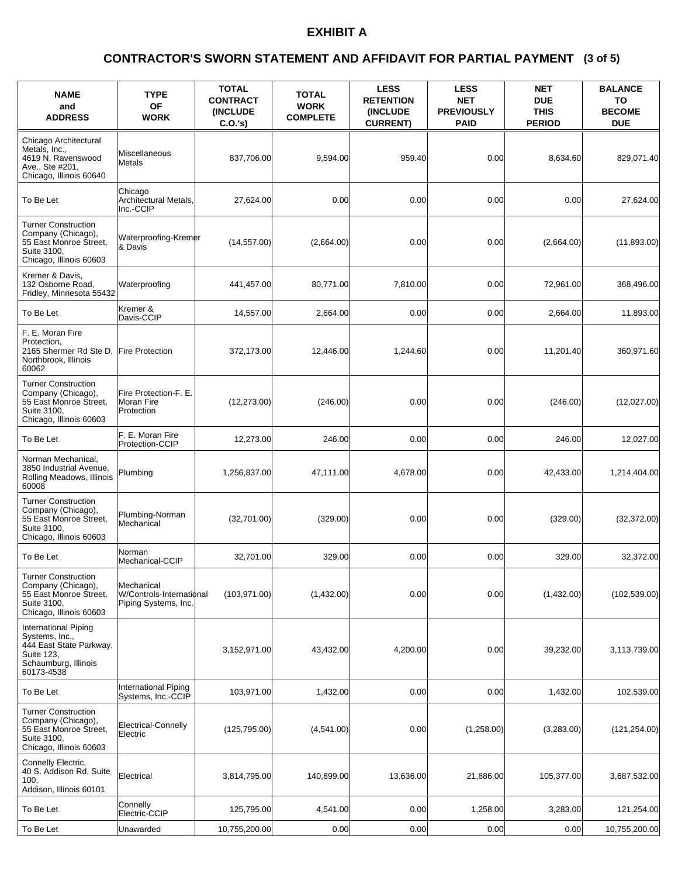# EXHIBIT A

## CONTRACTOR'S SWORN STATEMENT AND AFFIDAVIT FOR PARTIAL PAYMENT (3 of 5)

| NAME and ADDRESS | TYPE OF WORK | TOTAL CONTRACT (INCLUDE C.O.'s) | TOTAL WORK COMPLETE | LESS RETENTION (INCLUDE CURRENT) | LESS NET PREVIOUSLY PAID | NET DUE THIS PERIOD | BALANCE TO BECOME DUE |
|---|---|---|---|---|---|---|---|
| Chicago Architectural Metals, Inc., 4619 N. Ravenswood Ave., Ste #201, Chicago, Illinois 60640 | Miscellaneous Metals | 837,706.00 | 9,594.00 | 959.40 | 0.00 | 8,634.60 | 829,071.40 |
| To Be Let | Chicago Architectural Metals, Inc.-CCIP | 27,624.00 | 0.00 | 0.00 | 0.00 | 0.00 | 27,624.00 |
| Turner Construction Company (Chicago), 55 East Monroe Street, Suite 3100, Chicago, Illinois 60603 | Waterproofing-Kremer & Davis | (14,557.00) | (2,664.00) | 0.00 | 0.00 | (2,664.00) | (11,893.00) |
| Kremer & Davis, 132 Osborne Road, Fridley, Minnesota 55432 | Waterproofing | 441,457.00 | 80,771.00 | 7,810.00 | 0.00 | 72,961.00 | 368,496.00 |
| To Be Let | Kremer & Davis-CCIP | 14,557.00 | 2,664.00 | 0.00 | 0.00 | 2,664.00 | 11,893.00 |
| F. E. Moran Fire Protection, 2165 Shermer Rd Ste D, Northbrook, Illinois 60062 | Fire Protection | 372,173.00 | 12,446.00 | 1,244.60 | 0.00 | 11,201.40 | 360,971.60 |
| Turner Construction Company (Chicago), 55 East Monroe Street, Suite 3100, Chicago, Illinois 60603 | Fire Protection-F. E. Moran Fire Protection | (12,273.00) | (246.00) | 0.00 | 0.00 | (246.00) | (12,027.00) |
| To Be Let | F. E. Moran Fire Protection-CCIP | 12,273.00 | 246.00 | 0.00 | 0.00 | 246.00 | 12,027.00 |
| Norman Mechanical, 3850 Industrial Avenue, Rolling Meadows, Illinois 60008 | Plumbing | 1,256,837.00 | 47,111.00 | 4,678.00 | 0.00 | 42,433.00 | 1,214,404.00 |
| Turner Construction Company (Chicago), 55 East Monroe Street, Suite 3100, Chicago, Illinois 60603 | Plumbing-Norman Mechanical | (32,701.00) | (329.00) | 0.00 | 0.00 | (329.00) | (32,372.00) |
| To Be Let | Norman Mechanical-CCIP | 32,701.00 | 329.00 | 0.00 | 0.00 | 329.00 | 32,372.00 |
| Turner Construction Company (Chicago), 55 East Monroe Street, Suite 3100, Chicago, Illinois 60603 | Mechanical W/Controls-International Piping Systems, Inc. | (103,971.00) | (1,432.00) | 0.00 | 0.00 | (1,432.00) | (102,539.00) |
| International Piping Systems, Inc., 444 East State Parkway, Suite 123, Schaumburg, Illinois 60173-4538 | | 3,152,971.00 | 43,432.00 | 4,200.00 | 0.00 | 39,232.00 | 3,113,739.00 |
| To Be Let | International Piping Systems, Inc.-CCIP | 103,971.00 | 1,432.00 | 0.00 | 0.00 | 1,432.00 | 102,539.00 |
| Turner Construction Company (Chicago), 55 East Monroe Street, Suite 3100, Chicago, Illinois 60603 | Electrical-Connelly Electric | (125,795.00) | (4,541.00) | 0.00 | (1,258.00) | (3,283.00) | (121,254.00) |
| Connelly Electric, 40 S. Addison Rd, Suite 100, Addison, Illinois 60101 | Electrical | 3,814,795.00 | 140,899.00 | 13,636.00 | 21,886.00 | 105,377.00 | 3,687,532.00 |
| To Be Let | Connelly Electric-CCIP | 125,795.00 | 4,541.00 | 0.00 | 1,258.00 | 3,283.00 | 121,254.00 |
| To Be Let | Unawarded | 10,755,200.00 | 0.00 | 0.00 | 0.00 | 0.00 | 10,755,200.00 |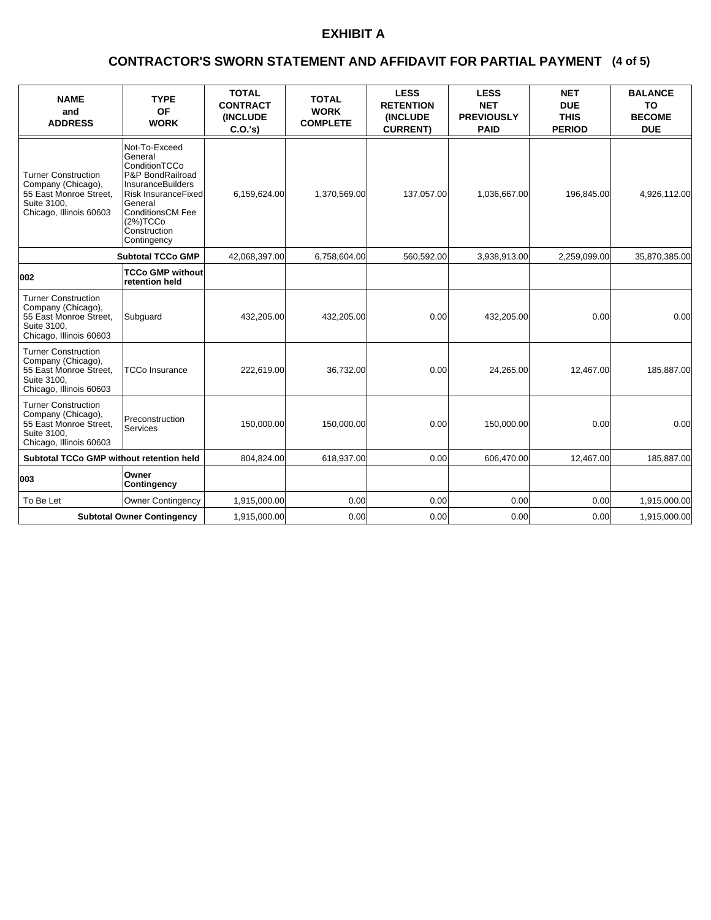# EXHIBIT A

## CONTRACTOR'S SWORN STATEMENT AND AFFIDAVIT FOR PARTIAL PAYMENT (4 of 5)

| NAME and ADDRESS | TYPE OF WORK | TOTAL CONTRACT (INCLUDE C.O.'s) | TOTAL WORK COMPLETE | LESS RETENTION (INCLUDE CURRENT) | LESS NET PREVIOUSLY PAID | NET DUE THIS PERIOD | BALANCE TO BECOME DUE |
|---|---|---|---|---|---|---|---|
| Turner Construction Company (Chicago), 55 East Monroe Street, Suite 3100, Chicago, Illinois 60603 | Not-To-Exceed General ConditionTCCo P&P BondRailroad InsuranceBuilders Risk InsuranceFixed General ConditionsCM Fee (2%)TCCo Construction Contingency | 6,159,624.00 | 1,370,569.00 | 137,057.00 | 1,036,667.00 | 196,845.00 | 4,926,112.00 |
| | **Subtotal TCCo GMP** | 42,068,397.00 | 6,758,604.00 | 560,592.00 | 3,938,913.00 | 2,259,099.00 | 35,870,385.00 |
| **002** | **TCCo GMP without retention held** | | | | | | |
| Turner Construction Company (Chicago), 55 East Monroe Street, Suite 3100, Chicago, Illinois 60603 | Subguard | 432,205.00 | 432,205.00 | 0.00 | 432,205.00 | 0.00 | 0.00 |
| Turner Construction Company (Chicago), 55 East Monroe Street, Suite 3100, Chicago, Illinois 60603 | TCCo Insurance | 222,619.00 | 36,732.00 | 0.00 | 24,265.00 | 12,467.00 | 185,887.00 |
| Turner Construction Company (Chicago), 55 East Monroe Street, Suite 3100, Chicago, Illinois 60603 | Preconstruction Services | 150,000.00 | 150,000.00 | 0.00 | 150,000.00 | 0.00 | 0.00 |
| **Subtotal TCCo GMP without retention held** | | 804,824.00 | 618,937.00 | 0.00 | 606,470.00 | 12,467.00 | 185,887.00 |
| **003** | **Owner Contingency** | | | | | | |
| To Be Let | Owner Contingency | 1,915,000.00 | 0.00 | 0.00 | 0.00 | 0.00 | 1,915,000.00 |
| | **Subtotal Owner Contingency** | 1,915,000.00 | 0.00 | 0.00 | 0.00 | 0.00 | 1,915,000.00 |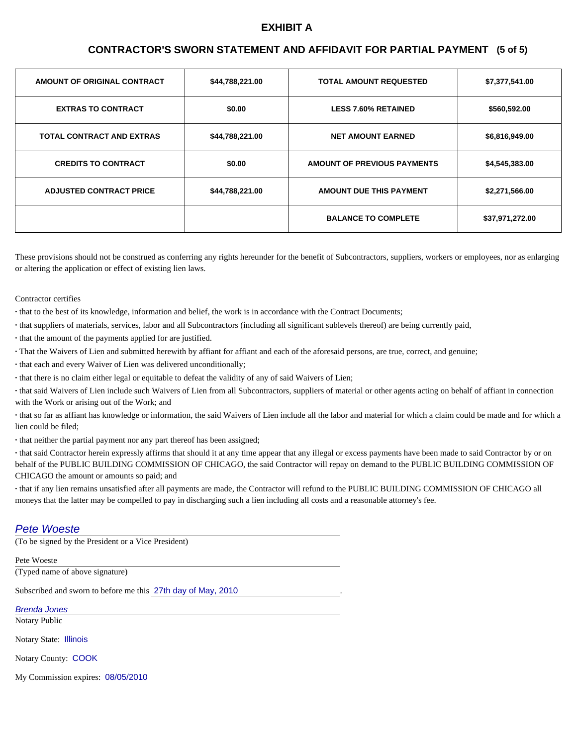# EXHIBIT A

## CONTRACTOR'S SWORN STATEMENT AND AFFIDAVIT FOR PARTIAL PAYMENT (5 of 5)

| | | | |
|---|---|---|---|
| **AMOUNT OF ORIGINAL CONTRACT** | **$44,788,221.00** | **TOTAL AMOUNT REQUESTED** | **$7,377,541.00** |
| **EXTRAS TO CONTRACT** | **$0.00** | **LESS 7.60% RETAINED** | **$560,592.00** |
| **TOTAL CONTRACT AND EXTRAS** | **$44,788,221.00** | **NET AMOUNT EARNED** | **$6,816,949.00** |
| **CREDITS TO CONTRACT** | **$0.00** | **AMOUNT OF PREVIOUS PAYMENTS** | **$4,545,383.00** |
| **ADJUSTED CONTRACT PRICE** | **$44,788,221.00** | **AMOUNT DUE THIS PAYMENT** | **$2,271,566.00** |
| | | **BALANCE TO COMPLETE** | **$37,971,272.00** |

These provisions should not be construed as conferring any rights hereunder for the benefit of Subcontractors, suppliers, workers or employees, nor as enlarging or altering the application or effect of existing lien laws.

Contractor certifies

- that to the best of its knowledge, information and belief, the work is in accordance with the Contract Documents;
- that suppliers of materials, services, labor and all Subcontractors (including all significant sublevels thereof) are being currently paid,
- that the amount of the payments applied for are justified.
- That the Waivers of Lien and submitted herewith by affiant for affiant and each of the aforesaid persons, are true, correct, and genuine;
- that each and every Waiver of Lien was delivered unconditionally;
- that there is no claim either legal or equitable to defeat the validity of any of said Waivers of Lien;
- that said Waivers of Lien include such Waivers of Lien from all Subcontractors, suppliers of material or other agents acting on behalf of affiant in connection with the Work or arising out of the Work; and
- that so far as affiant has knowledge or information, the said Waivers of Lien include all the labor and material for which a claim could be made and for which a lien could be filed;
- that neither the partial payment nor any part thereof has been assigned;
- that said Contractor herein expressly affirms that should it at any time appear that any illegal or excess payments have been made to said Contractor by or on behalf of the PUBLIC BUILDING COMMISSION OF CHICAGO, the said Contractor will repay on demand to the PUBLIC BUILDING COMMISSION OF CHICAGO the amount or amounts so paid; and
- that if any lien remains unsatisfied after all payments are made, the Contractor will refund to the PUBLIC BUILDING COMMISSION OF CHICAGO all moneys that the latter may be compelled to pay in discharging such a lien including all costs and a reasonable attorney's fee.

*Pete Woeste*
(To be signed by the President or a Vice President)

Pete Woeste
(Typed name of above signature)

Subscribed and sworn to before me this 27th day of May, 2010.

*Brenda Jones*
Notary Public

Notary State: Illinois

Notary County: COOK

My Commission expires: 08/05/2010